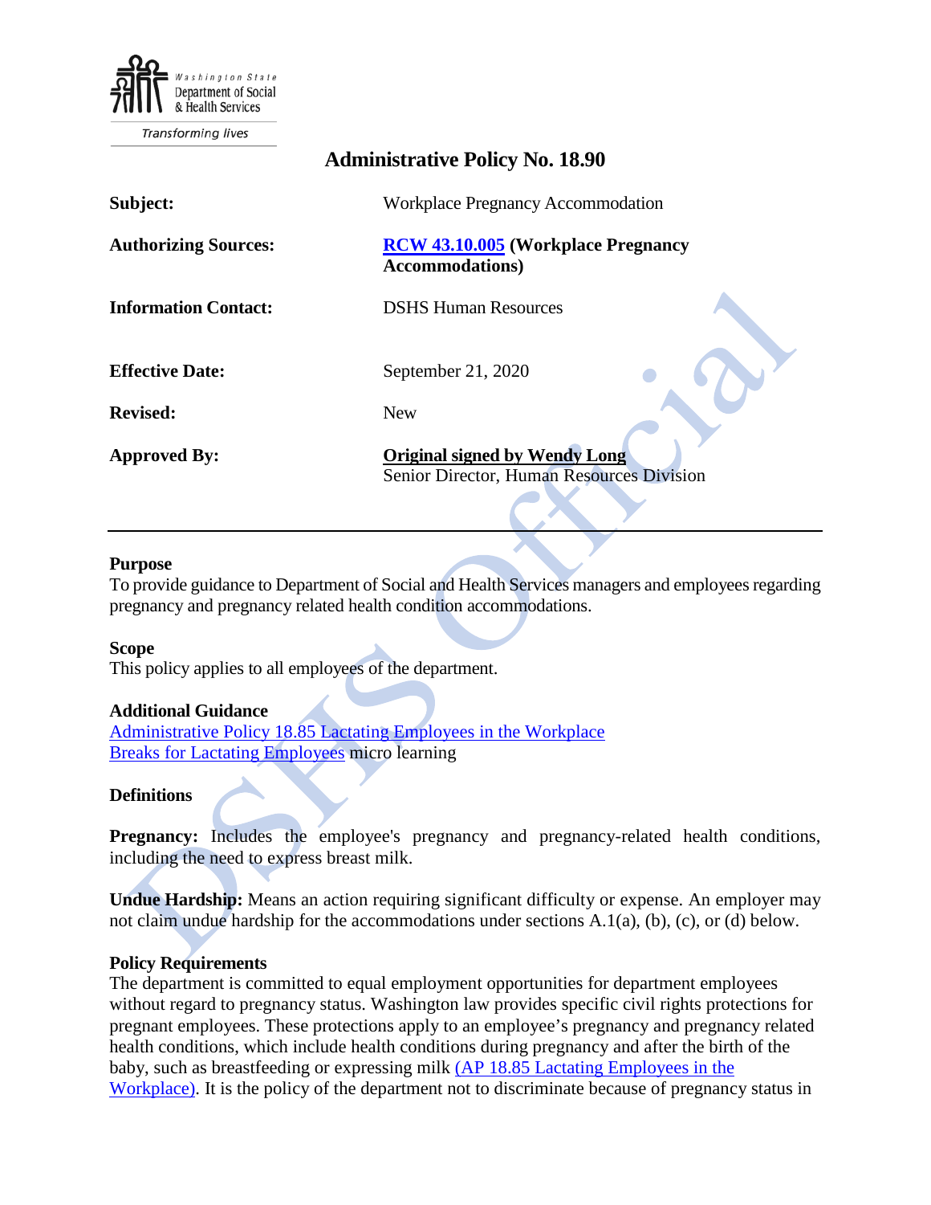Washington State Department of Social & Health Services

Transforming lives

# Administrative Policy No. 18.90

| | |
|---|---|
| **Subject:** | Workplace Pregnancy Accommodation |
| **Authorizing Sources:** | **RCW 43.10.005 (Workplace Pregnancy Accommodations)** |
| **Information Contact:** | DSHS Human Resources |
| **Effective Date:** | September 21, 2020 |
| **Revised:** | New |
| **Approved By:** | **Original signed by Wendy Long** <br> Senior Director, Human Resources Division |

---

### Purpose

To provide guidance to Department of Social and Health Services managers and employees regarding pregnancy and pregnancy related health condition accommodations.

### Scope

This policy applies to all employees of the department.

### Additional Guidance

Administrative Policy 18.85 Lactating Employees in the Workplace
Breaks for Lactating Employees micro learning

### Definitions

**Pregnancy:** Includes the employee's pregnancy and pregnancy-related health conditions, including the need to express breast milk.

**Undue Hardship:** Means an action requiring significant difficulty or expense. An employer may not claim undue hardship for the accommodations under sections A.1(a), (b), (c), or (d) below.

### Policy Requirements

The department is committed to equal employment opportunities for department employees without regard to pregnancy status. Washington law provides specific civil rights protections for pregnant employees. These protections apply to an employee's pregnancy and pregnancy related health conditions, which include health conditions during pregnancy and after the birth of the baby, such as breastfeeding or expressing milk (AP 18.85 Lactating Employees in the Workplace). It is the policy of the department not to discriminate because of pregnancy status in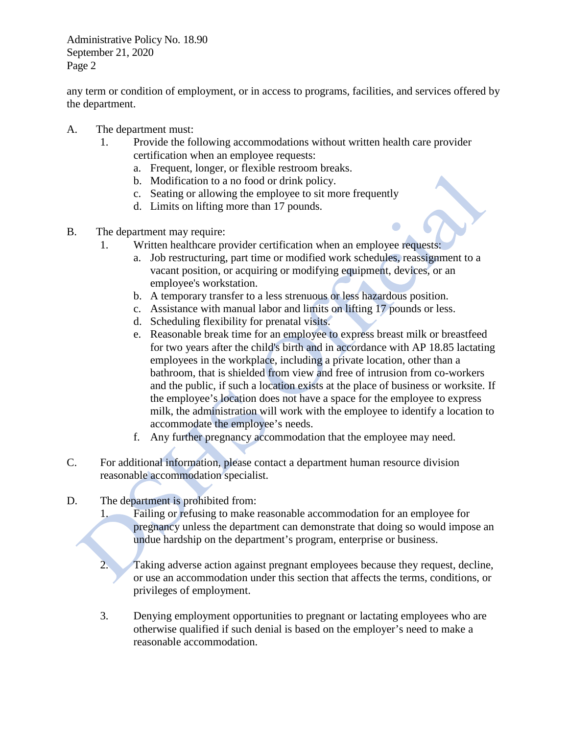any term or condition of employment, or in access to programs, facilities, and services offered by the department.

A. The department must:
   1. Provide the following accommodations without written health care provider certification when an employee requests:
      a. Frequent, longer, or flexible restroom breaks.
      b. Modification to a no food or drink policy.
      c. Seating or allowing the employee to sit more frequently
      d. Limits on lifting more than 17 pounds.

B. The department may require:
   1. Written healthcare provider certification when an employee requests:
      a. Job restructuring, part time or modified work schedules, reassignment to a vacant position, or acquiring or modifying equipment, devices, or an employee's workstation.
      b. A temporary transfer to a less strenuous or less hazardous position.
      c. Assistance with manual labor and limits on lifting 17 pounds or less.
      d. Scheduling flexibility for prenatal visits.
      e. Reasonable break time for an employee to express breast milk or breastfeed for two years after the child's birth and in accordance with AP 18.85 lactating employees in the workplace, including a private location, other than a bathroom, that is shielded from view and free of intrusion from co-workers and the public, if such a location exists at the place of business or worksite. If the employee's location does not have a space for the employee to express milk, the administration will work with the employee to identify a location to accommodate the employee's needs.
      f. Any further pregnancy accommodation that the employee may need.

C. For additional information, please contact a department human resource division reasonable accommodation specialist.

D. The department is prohibited from:
   1. Failing or refusing to make reasonable accommodation for an employee for pregnancy unless the department can demonstrate that doing so would impose an undue hardship on the department's program, enterprise or business.

   2. Taking adverse action against pregnant employees because they request, decline, or use an accommodation under this section that affects the terms, conditions, or privileges of employment.

   3. Denying employment opportunities to pregnant or lactating employees who are otherwise qualified if such denial is based on the employer's need to make a reasonable accommodation.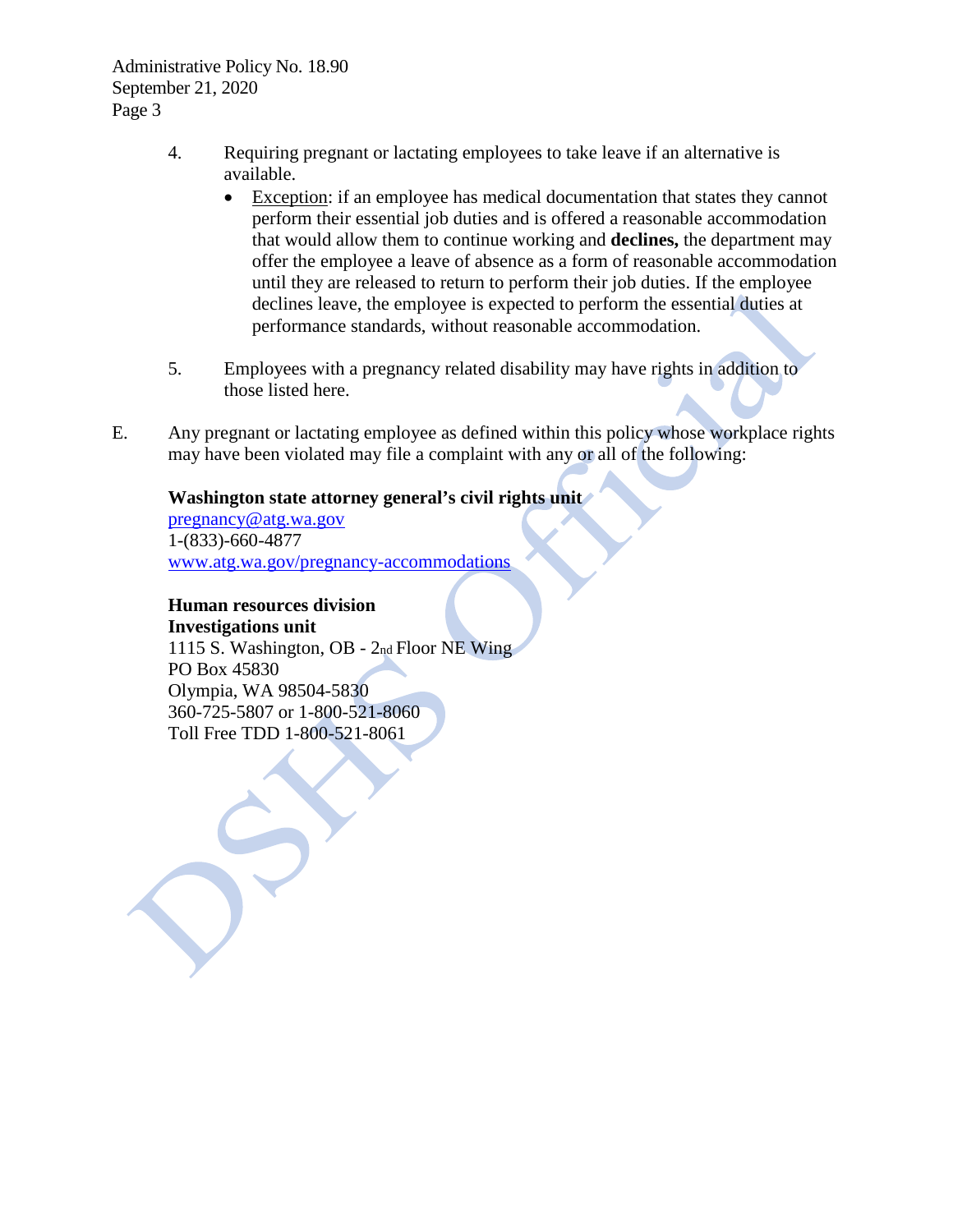4. Requiring pregnant or lactating employees to take leave if an alternative is available.
   - Exception: if an employee has medical documentation that states they cannot perform their essential job duties and is offered a reasonable accommodation that would allow them to continue working and **declines,** the department may offer the employee a leave of absence as a form of reasonable accommodation until they are released to return to perform their job duties. If the employee declines leave, the employee is expected to perform the essential duties at performance standards, without reasonable accommodation.

5. Employees with a pregnancy related disability may have rights in addition to those listed here.

E. Any pregnant or lactating employee as defined within this policy whose workplace rights may have been violated may file a complaint with any or all of the following:

**Washington state attorney general's civil rights unit**
pregnancy@atg.wa.gov
1-(833)-660-4877
www.atg.wa.gov/pregnancy-accommodations

**Human resources division**
**Investigations unit**
1115 S. Washington, OB - 2nd Floor NE Wing
PO Box 45830
Olympia, WA 98504-5830
360-725-5807 or 1-800-521-8060
Toll Free TDD 1-800-521-8061